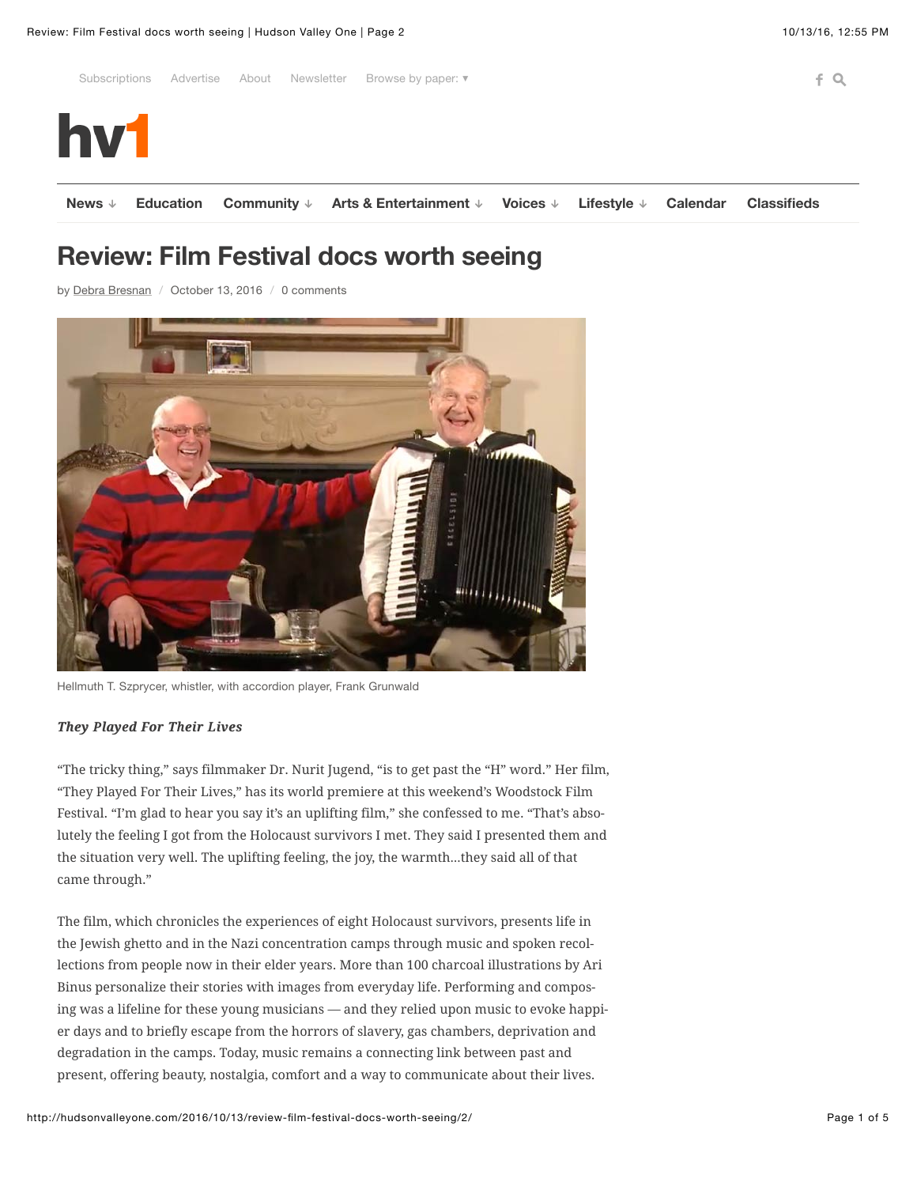# Review: Film Festival docs worth seeing

by Debra Bresnan / October 13, 2016 / 0 comments

Hellmuth T. Szprycer, whistler, with accordion player, Frank Grunwald

***They Played For Their Lives***

"The tricky thing," says filmmaker Dr. Nurit Jugend, "is to get past the "H" word." Her film, "They Played For Their Lives," has its world premiere at this weekend's Woodstock Film Festival. "I'm glad to hear you say it's an uplifting film," she confessed to me. "That's absolutely the feeling I got from the Holocaust survivors I met. They said I presented them and the situation very well. The uplifting feeling, the joy, the warmth…they said all of that came through."

The film, which chronicles the experiences of eight Holocaust survivors, presents life in the Jewish ghetto and in the Nazi concentration camps through music and spoken recollections from people now in their elder years. More than 100 charcoal illustrations by Ari Binus personalize their stories with images from everyday life. Performing and composing was a lifeline for these young musicians — and they relied upon music to evoke happier days and to briefly escape from the horrors of slavery, gas chambers, deprivation and degradation in the camps. Today, music remains a connecting link between past and present, offering beauty, nostalgia, comfort and a way to communicate about their lives.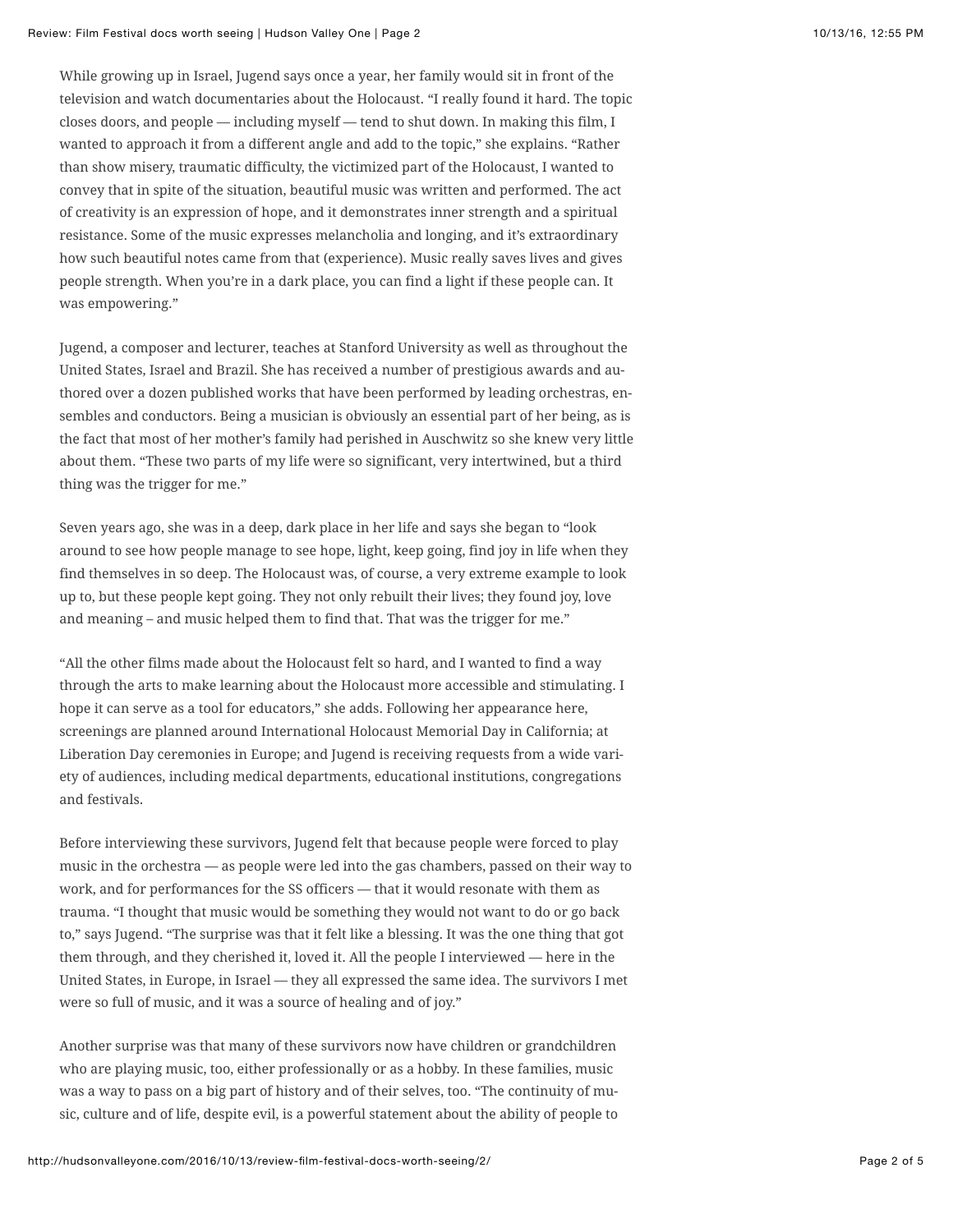While growing up in Israel, Jugend says once a year, her family would sit in front of the television and watch documentaries about the Holocaust. "I really found it hard. The topic closes doors, and people — including myself — tend to shut down. In making this film, I wanted to approach it from a different angle and add to the topic," she explains. "Rather than show misery, traumatic difficulty, the victimized part of the Holocaust, I wanted to convey that in spite of the situation, beautiful music was written and performed. The act of creativity is an expression of hope, and it demonstrates inner strength and a spiritual resistance. Some of the music expresses melancholia and longing, and it's extraordinary how such beautiful notes came from that (experience). Music really saves lives and gives people strength. When you're in a dark place, you can find a light if these people can. It was empowering."

Jugend, a composer and lecturer, teaches at Stanford University as well as throughout the United States, Israel and Brazil. She has received a number of prestigious awards and authored over a dozen published works that have been performed by leading orchestras, ensembles and conductors. Being a musician is obviously an essential part of her being, as is the fact that most of her mother's family had perished in Auschwitz so she knew very little about them. "These two parts of my life were so significant, very intertwined, but a third thing was the trigger for me."

Seven years ago, she was in a deep, dark place in her life and says she began to "look around to see how people manage to see hope, light, keep going, find joy in life when they find themselves in so deep. The Holocaust was, of course, a very extreme example to look up to, but these people kept going. They not only rebuilt their lives; they found joy, love and meaning – and music helped them to find that. That was the trigger for me."

"All the other films made about the Holocaust felt so hard, and I wanted to find a way through the arts to make learning about the Holocaust more accessible and stimulating. I hope it can serve as a tool for educators," she adds. Following her appearance here, screenings are planned around International Holocaust Memorial Day in California; at Liberation Day ceremonies in Europe; and Jugend is receiving requests from a wide variety of audiences, including medical departments, educational institutions, congregations and festivals.

Before interviewing these survivors, Jugend felt that because people were forced to play music in the orchestra — as people were led into the gas chambers, passed on their way to work, and for performances for the SS officers — that it would resonate with them as trauma. "I thought that music would be something they would not want to do or go back to," says Jugend. "The surprise was that it felt like a blessing. It was the one thing that got them through, and they cherished it, loved it. All the people I interviewed — here in the United States, in Europe, in Israel — they all expressed the same idea. The survivors I met were so full of music, and it was a source of healing and of joy."

Another surprise was that many of these survivors now have children or grandchildren who are playing music, too, either professionally or as a hobby. In these families, music was a way to pass on a big part of history and of their selves, too. "The continuity of music, culture and of life, despite evil, is a powerful statement about the ability of people to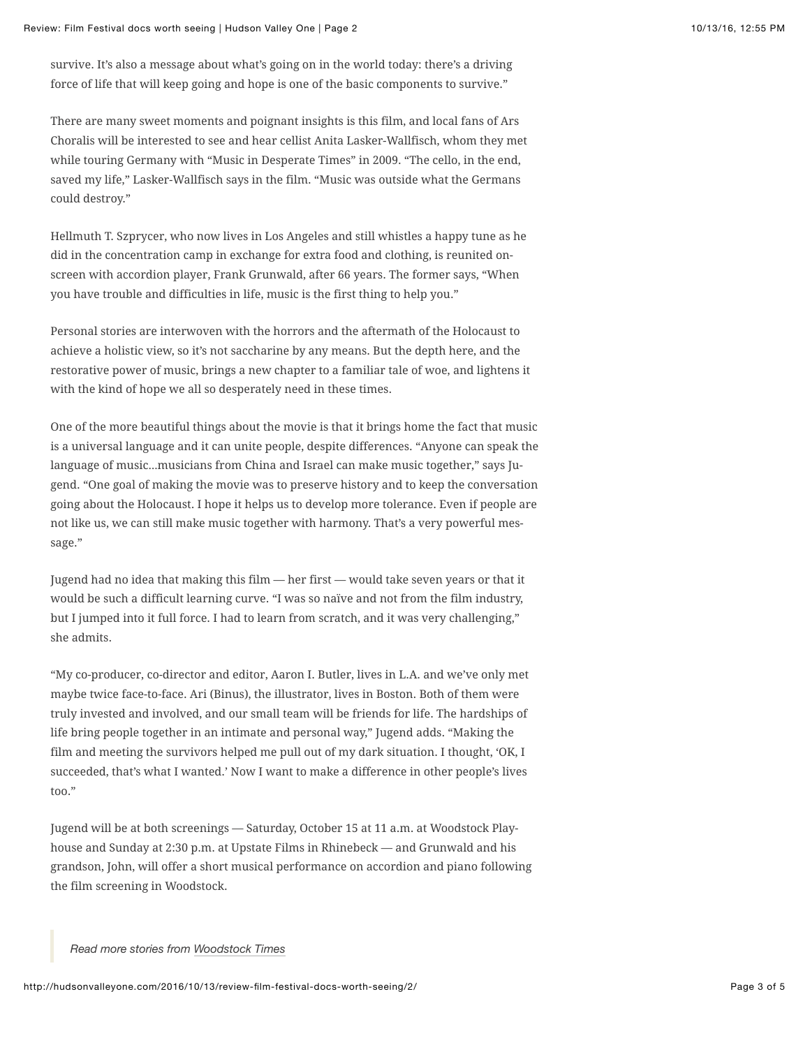survive. It's also a message about what's going on in the world today: there's a driving force of life that will keep going and hope is one of the basic components to survive."

There are many sweet moments and poignant insights is this film, and local fans of Ars Choralis will be interested to see and hear cellist Anita Lasker-Wallfisch, whom they met while touring Germany with "Music in Desperate Times" in 2009. "The cello, in the end, saved my life," Lasker-Wallfisch says in the film. "Music was outside what the Germans could destroy."

Hellmuth T. Szprycer, who now lives in Los Angeles and still whistles a happy tune as he did in the concentration camp in exchange for extra food and clothing, is reunited on-screen with accordion player, Frank Grunwald, after 66 years. The former says, "When you have trouble and difficulties in life, music is the first thing to help you."

Personal stories are interwoven with the horrors and the aftermath of the Holocaust to achieve a holistic view, so it's not saccharine by any means. But the depth here, and the restorative power of music, brings a new chapter to a familiar tale of woe, and lightens it with the kind of hope we all so desperately need in these times.

One of the more beautiful things about the movie is that it brings home the fact that music is a universal language and it can unite people, despite differences. "Anyone can speak the language of music…musicians from China and Israel can make music together," says Jugend. "One goal of making the movie was to preserve history and to keep the conversation going about the Holocaust. I hope it helps us to develop more tolerance. Even if people are not like us, we can still make music together with harmony. That's a very powerful message."

Jugend had no idea that making this film — her first — would take seven years or that it would be such a difficult learning curve. "I was so naïve and not from the film industry, but I jumped into it full force. I had to learn from scratch, and it was very challenging," she admits.

"My co-producer, co-director and editor, Aaron I. Butler, lives in L.A. and we've only met maybe twice face-to-face. Ari (Binus), the illustrator, lives in Boston. Both of them were truly invested and involved, and our small team will be friends for life. The hardships of life bring people together in an intimate and personal way," Jugend adds. "Making the film and meeting the survivors helped me pull out of my dark situation. I thought, 'OK, I succeeded, that's what I wanted.' Now I want to make a difference in other people's lives too."

Jugend will be at both screenings — Saturday, October 15 at 11 a.m. at Woodstock Playhouse and Sunday at 2:30 p.m. at Upstate Films in Rhinebeck — and Grunwald and his grandson, John, will offer a short musical performance on accordion and piano following the film screening in Woodstock.

> *Read more stories from Woodstock Times*